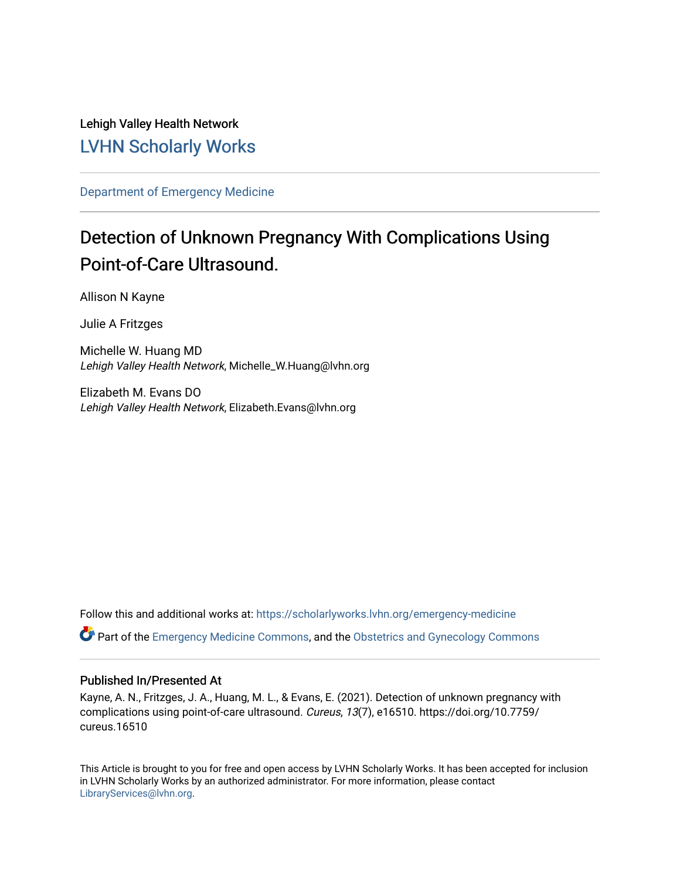Lehigh Valley Health Network

# LVHN Scholarly Works

Department of Emergency Medicine

## Detection of Unknown Pregnancy With Complications Using Point-of-Care Ultrasound.

Allison N Kayne

Julie A Fritzges

Michelle W. Huang MD
*Lehigh Valley Health Network*, Michelle_W.Huang@lvhn.org

Elizabeth M. Evans DO
*Lehigh Valley Health Network*, Elizabeth.Evans@lvhn.org

Follow this and additional works at: https://scholarlyworks.lvhn.org/emergency-medicine

Part of the Emergency Medicine Commons, and the Obstetrics and Gynecology Commons

### Published In/Presented At

Kayne, A. N., Fritzges, J. A., Huang, M. L., & Evans, E. (2021). Detection of unknown pregnancy with complications using point-of-care ultrasound. *Cureus*, *13*(7), e16510. https://doi.org/10.7759/cureus.16510

This Article is brought to you for free and open access by LVHN Scholarly Works. It has been accepted for inclusion in LVHN Scholarly Works by an authorized administrator. For more information, please contact LibraryServices@lvhn.org.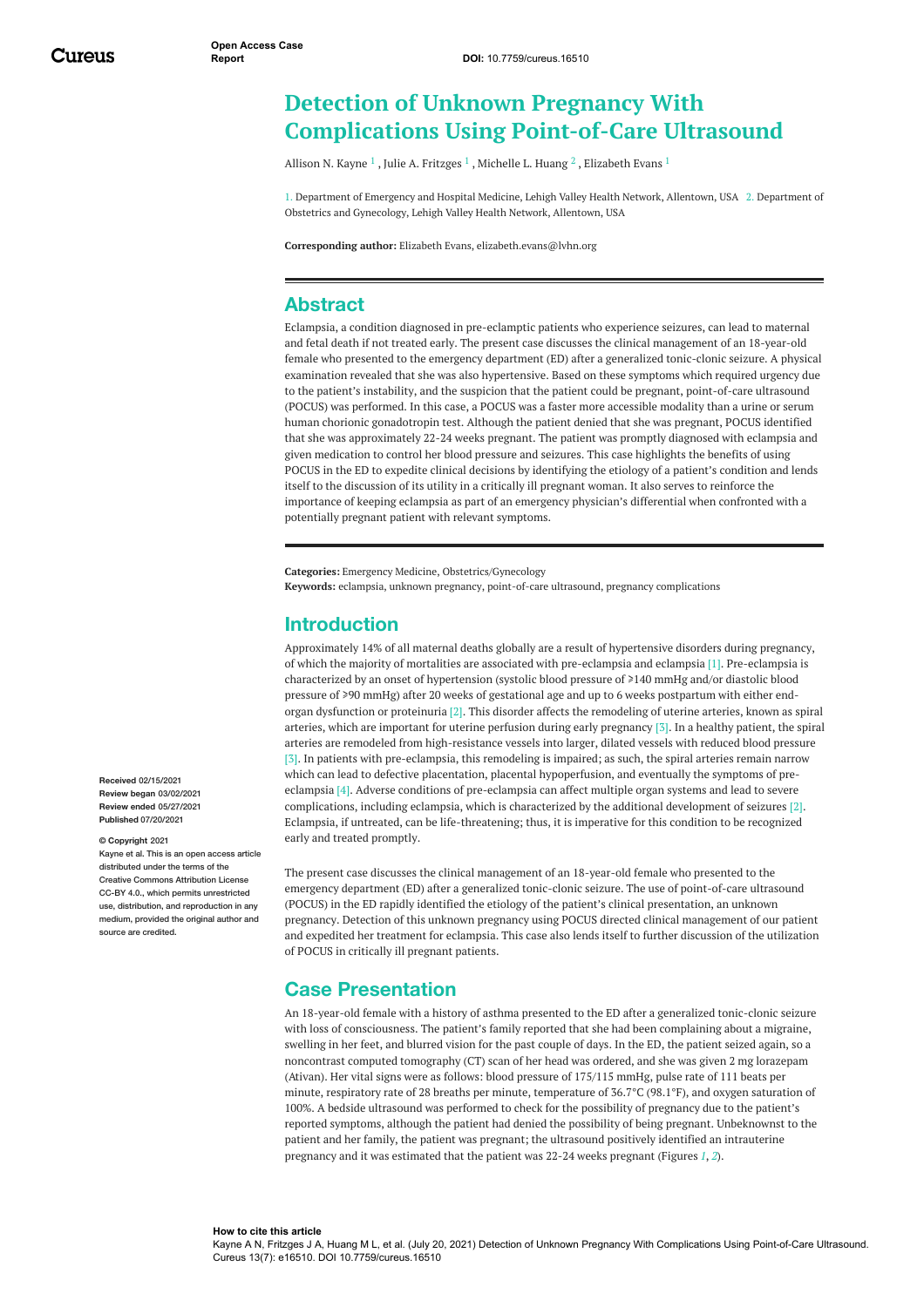# Detection of Unknown Pregnancy With Complications Using Point-of-Care Ultrasound

Allison N. Kayne [1] , Julie A. Fritzges [1] , Michelle L. Huang [2] , Elizabeth Evans [1]

1. Department of Emergency and Hospital Medicine, Lehigh Valley Health Network, Allentown, USA 2. Department of Obstetrics and Gynecology, Lehigh Valley Health Network, Allentown, USA

**Corresponding author:** Elizabeth Evans, elizabeth.evans@lvhn.org

## Abstract

Eclampsia, a condition diagnosed in pre-eclamptic patients who experience seizures, can lead to maternal and fetal death if not treated early. The present case discusses the clinical management of an 18-year-old female who presented to the emergency department (ED) after a generalized tonic-clonic seizure. A physical examination revealed that she was also hypertensive. Based on these symptoms which required urgency due to the patient's instability, and the suspicion that the patient could be pregnant, point-of-care ultrasound (POCUS) was performed. In this case, a POCUS was a faster more accessible modality than a urine or serum human chorionic gonadotropin test. Although the patient denied that she was pregnant, POCUS identified that she was approximately 22-24 weeks pregnant. The patient was promptly diagnosed with eclampsia and given medication to control her blood pressure and seizures. This case highlights the benefits of using POCUS in the ED to expedite clinical decisions by identifying the etiology of a patient's condition and lends itself to the discussion of its utility in a critically ill pregnant woman. It also serves to reinforce the importance of keeping eclampsia as part of an emergency physician's differential when confronted with a potentially pregnant patient with relevant symptoms.

**Categories:** Emergency Medicine, Obstetrics/Gynecology
**Keywords:** eclampsia, unknown pregnancy, point-of-care ultrasound, pregnancy complications

## Introduction

Approximately 14% of all maternal deaths globally are a result of hypertensive disorders during pregnancy, of which the majority of mortalities are associated with pre-eclampsia and eclampsia [1]. Pre-eclampsia is characterized by an onset of hypertension (systolic blood pressure of ⩾140 mmHg and/or diastolic blood pressure of ⩾90 mmHg) after 20 weeks of gestational age and up to 6 weeks postpartum with either end-organ dysfunction or proteinuria [2]. This disorder affects the remodeling of uterine arteries, known as spiral arteries, which are important for uterine perfusion during early pregnancy [3]. In a healthy patient, the spiral arteries are remodeled from high-resistance vessels into larger, dilated vessels with reduced blood pressure [3]. In patients with pre-eclampsia, this remodeling is impaired; as such, the spiral arteries remain narrow which can lead to defective placentation, placental hypoperfusion, and eventually the symptoms of pre-eclampsia [4]. Adverse conditions of pre-eclampsia can affect multiple organ systems and lead to severe complications, including eclampsia, which is characterized by the additional development of seizures [2]. Eclampsia, if untreated, can be life-threatening; thus, it is imperative for this condition to be recognized early and treated promptly.

The present case discusses the clinical management of an 18-year-old female who presented to the emergency department (ED) after a generalized tonic-clonic seizure. The use of point-of-care ultrasound (POCUS) in the ED rapidly identified the etiology of the patient's clinical presentation, an unknown pregnancy. Detection of this unknown pregnancy using POCUS directed clinical management of our patient and expedited her treatment for eclampsia. This case also lends itself to further discussion of the utilization of POCUS in critically ill pregnant patients.

## Case Presentation

An 18-year-old female with a history of asthma presented to the ED after a generalized tonic-clonic seizure with loss of consciousness. The patient's family reported that she had been complaining about a migraine, swelling in her feet, and blurred vision for the past couple of days. In the ED, the patient seized again, so a noncontrast computed tomography (CT) scan of her head was ordered, and she was given 2 mg lorazepam (Ativan). Her vital signs were as follows: blood pressure of 175/115 mmHg, pulse rate of 111 beats per minute, respiratory rate of 28 breaths per minute, temperature of 36.7°C (98.1°F), and oxygen saturation of 100%. A bedside ultrasound was performed to check for the possibility of pregnancy due to the patient's reported symptoms, although the patient had denied the possibility of being pregnant. Unbeknownst to the patient and her family, the patient was pregnant; the ultrasound positively identified an intrauterine pregnancy and it was estimated that the patient was 22-24 weeks pregnant (Figures *1*, *2*).

Received 02/15/2021
Review began 03/02/2021
Review ended 05/27/2021
Published 07/20/2021

© Copyright 2021
Kayne et al. This is an open access article distributed under the terms of the Creative Commons Attribution License CC-BY 4.0., which permits unrestricted use, distribution, and reproduction in any medium, provided the original author and source are credited.

**How to cite this article**
Kayne A N, Fritzges J A, Huang M L, et al. (July 20, 2021) Detection of Unknown Pregnancy With Complications Using Point-of-Care Ultrasound. Cureus 13(7): e16510. DOI 10.7759/cureus.16510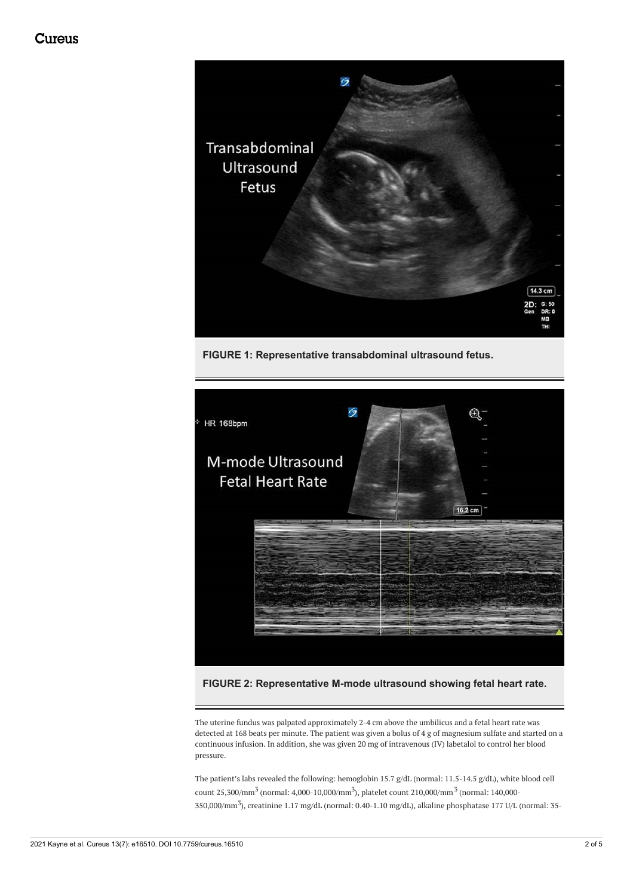FIGURE 1: Representative transabdominal ultrasound fetus.

FIGURE 2: Representative M-mode ultrasound showing fetal heart rate.

The uterine fundus was palpated approximately 2-4 cm above the umbilicus and a fetal heart rate was detected at 168 beats per minute. The patient was given a bolus of 4 g of magnesium sulfate and started on a continuous infusion. In addition, she was given 20 mg of intravenous (IV) labetalol to control her blood pressure.

The patient's labs revealed the following: hemoglobin 15.7 g/dL (normal: 11.5-14.5 g/dL), white blood cell count 25,300/mm$^3$ (normal: 4,000-10,000/mm$^3$), platelet count 210,000/mm$^3$ (normal: 140,000-350,000/mm$^3$), creatinine 1.17 mg/dL (normal: 0.40-1.10 mg/dL), alkaline phosphatase 177 U/L (normal: 35-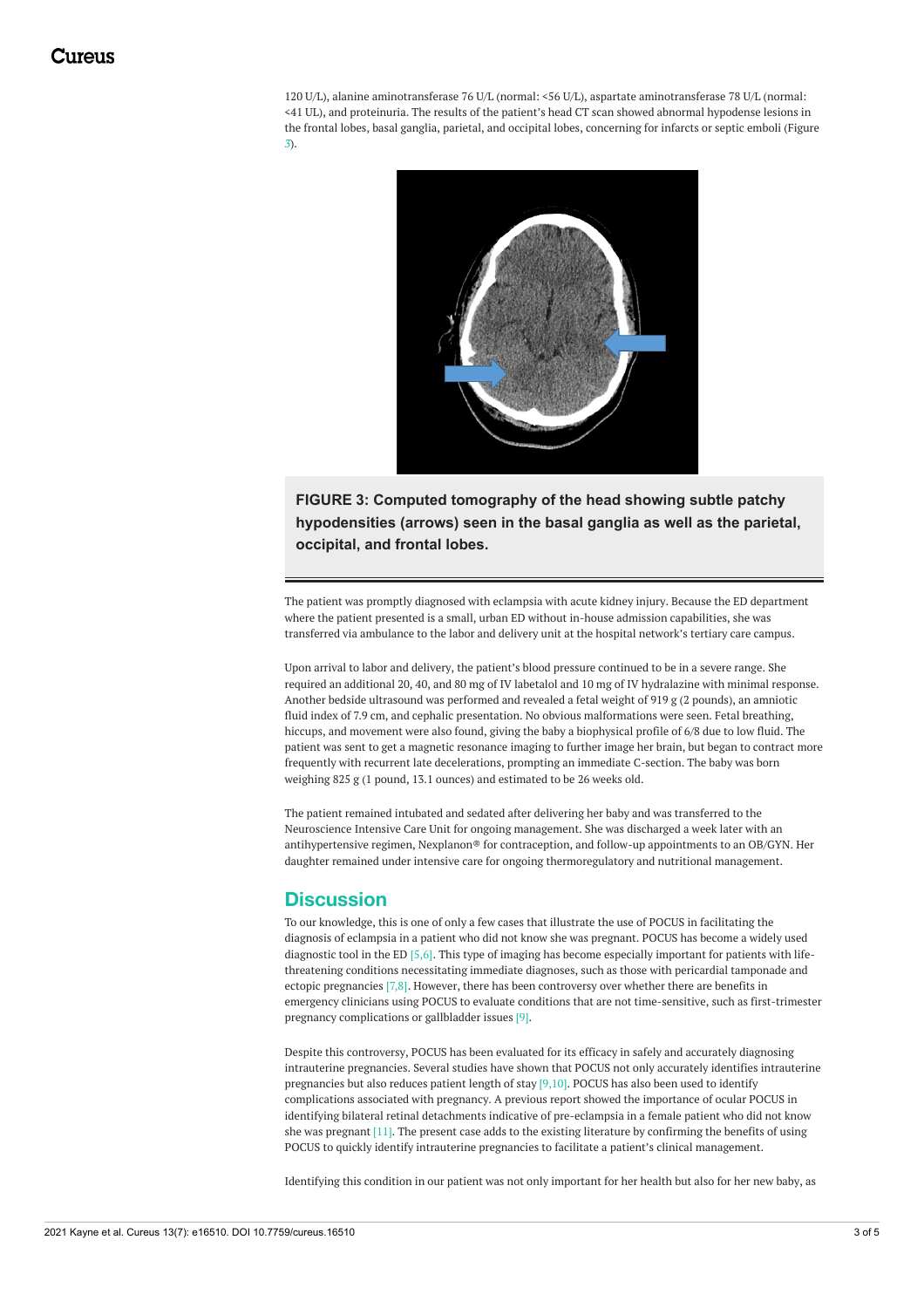120 U/L), alanine aminotransferase 76 U/L (normal: <56 U/L), aspartate aminotransferase 78 U/L (normal: <41 UL), and proteinuria. The results of the patient's head CT scan showed abnormal hypodense lesions in the frontal lobes, basal ganglia, parietal, and occipital lobes, concerning for infarcts or septic emboli (Figure 3).

**FIGURE 3: Computed tomography of the head showing subtle patchy hypodensities (arrows) seen in the basal ganglia as well as the parietal, occipital, and frontal lobes.**

The patient was promptly diagnosed with eclampsia with acute kidney injury. Because the ED department where the patient presented is a small, urban ED without in-house admission capabilities, she was transferred via ambulance to the labor and delivery unit at the hospital network's tertiary care campus.

Upon arrival to labor and delivery, the patient's blood pressure continued to be in a severe range. She required an additional 20, 40, and 80 mg of IV labetalol and 10 mg of IV hydralazine with minimal response. Another bedside ultrasound was performed and revealed a fetal weight of 919 g (2 pounds), an amniotic fluid index of 7.9 cm, and cephalic presentation. No obvious malformations were seen. Fetal breathing, hiccups, and movement were also found, giving the baby a biophysical profile of 6/8 due to low fluid. The patient was sent to get a magnetic resonance imaging to further image her brain, but began to contract more frequently with recurrent late decelerations, prompting an immediate C-section. The baby was born weighing 825 g (1 pound, 13.1 ounces) and estimated to be 26 weeks old.

The patient remained intubated and sedated after delivering her baby and was transferred to the Neuroscience Intensive Care Unit for ongoing management. She was discharged a week later with an antihypertensive regimen, Nexplanon® for contraception, and follow-up appointments to an OB/GYN. Her daughter remained under intensive care for ongoing thermoregulatory and nutritional management.

## Discussion

To our knowledge, this is one of only a few cases that illustrate the use of POCUS in facilitating the diagnosis of eclampsia in a patient who did not know she was pregnant. POCUS has become a widely used diagnostic tool in the ED [5,6]. This type of imaging has become especially important for patients with life-threatening conditions necessitating immediate diagnoses, such as those with pericardial tamponade and ectopic pregnancies [7,8]. However, there has been controversy over whether there are benefits in emergency clinicians using POCUS to evaluate conditions that are not time-sensitive, such as first-trimester pregnancy complications or gallbladder issues [9].

Despite this controversy, POCUS has been evaluated for its efficacy in safely and accurately diagnosing intrauterine pregnancies. Several studies have shown that POCUS not only accurately identifies intrauterine pregnancies but also reduces patient length of stay [9,10]. POCUS has also been used to identify complications associated with pregnancy. A previous report showed the importance of ocular POCUS in identifying bilateral retinal detachments indicative of pre-eclampsia in a female patient who did not know she was pregnant [11]. The present case adds to the existing literature by confirming the benefits of using POCUS to quickly identify intrauterine pregnancies to facilitate a patient's clinical management.

Identifying this condition in our patient was not only important for her health but also for her new baby, as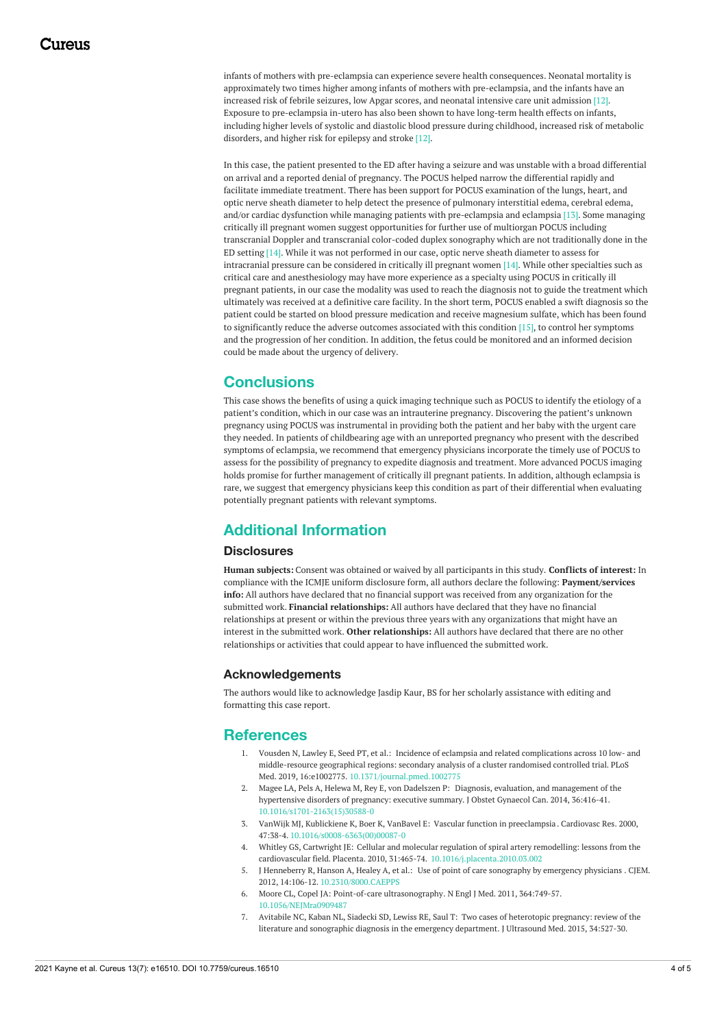infants of mothers with pre-eclampsia can experience severe health consequences. Neonatal mortality is approximately two times higher among infants of mothers with pre-eclampsia, and the infants have an increased risk of febrile seizures, low Apgar scores, and neonatal intensive care unit admission [12]. Exposure to pre-eclampsia in-utero has also been shown to have long-term health effects on infants, including higher levels of systolic and diastolic blood pressure during childhood, increased risk of metabolic disorders, and higher risk for epilepsy and stroke [12].

In this case, the patient presented to the ED after having a seizure and was unstable with a broad differential on arrival and a reported denial of pregnancy. The POCUS helped narrow the differential rapidly and facilitate immediate treatment. There has been support for POCUS examination of the lungs, heart, and optic nerve sheath diameter to help detect the presence of pulmonary interstitial edema, cerebral edema, and/or cardiac dysfunction while managing patients with pre-eclampsia and eclampsia [13]. Some managing critically ill pregnant women suggest opportunities for further use of multiorgan POCUS including transcranial Doppler and transcranial color-coded duplex sonography which are not traditionally done in the ED setting [14]. While it was not performed in our case, optic nerve sheath diameter to assess for intracranial pressure can be considered in critically ill pregnant women [14]. While other specialties such as critical care and anesthesiology may have more experience as a specialty using POCUS in critically ill pregnant patients, in our case the modality was used to reach the diagnosis not to guide the treatment which ultimately was received at a definitive care facility. In the short term, POCUS enabled a swift diagnosis so the patient could be started on blood pressure medication and receive magnesium sulfate, which has been found to significantly reduce the adverse outcomes associated with this condition [15], to control her symptoms and the progression of her condition. In addition, the fetus could be monitored and an informed decision could be made about the urgency of delivery.

## Conclusions

This case shows the benefits of using a quick imaging technique such as POCUS to identify the etiology of a patient's condition, which in our case was an intrauterine pregnancy. Discovering the patient's unknown pregnancy using POCUS was instrumental in providing both the patient and her baby with the urgent care they needed. In patients of childbearing age with an unreported pregnancy who present with the described symptoms of eclampsia, we recommend that emergency physicians incorporate the timely use of POCUS to assess for the possibility of pregnancy to expedite diagnosis and treatment. More advanced POCUS imaging holds promise for further management of critically ill pregnant patients. In addition, although eclampsia is rare, we suggest that emergency physicians keep this condition as part of their differential when evaluating potentially pregnant patients with relevant symptoms.

## Additional Information

### Disclosures

**Human subjects:** Consent was obtained or waived by all participants in this study. **Conflicts of interest:** In compliance with the ICMJE uniform disclosure form, all authors declare the following: **Payment/services info:** All authors have declared that no financial support was received from any organization for the submitted work. **Financial relationships:** All authors have declared that they have no financial relationships at present or within the previous three years with any organizations that might have an interest in the submitted work. **Other relationships:** All authors have declared that there are no other relationships or activities that could appear to have influenced the submitted work.

### Acknowledgements

The authors would like to acknowledge Jasdip Kaur, BS for her scholarly assistance with editing and formatting this case report.

## References

1. Vousden N, Lawley E, Seed PT, et al.: Incidence of eclampsia and related complications across 10 low- and middle-resource geographical regions: secondary analysis of a cluster randomised controlled trial. PLoS Med. 2019, 16:e1002775. 10.1371/journal.pmed.1002775
2. Magee LA, Pels A, Helewa M, Rey E, von Dadelszen P: Diagnosis, evaluation, and management of the hypertensive disorders of pregnancy: executive summary. J Obstet Gynaecol Can. 2014, 36:416-41. 10.1016/s1701-2163(15)30588-0
3. VanWijk MJ, Kublickiene K, Boer K, VanBavel E: Vascular function in preeclampsia. Cardiovasc Res. 2000, 47:38-4. 10.1016/s0008-6363(00)00087-0
4. Whitley GS, Cartwright JE: Cellular and molecular regulation of spiral artery remodelling: lessons from the cardiovascular field. Placenta. 2010, 31:465-74. 10.1016/j.placenta.2010.03.002
5. J Henneberry R, Hanson A, Healey A, et al.: Use of point of care sonography by emergency physicians. CJEM. 2012, 14:106-12. 10.2310/8000.CAEPPS
6. Moore CL, Copel JA: Point-of-care ultrasonography. N Engl J Med. 2011, 364:749-57. 10.1056/NEJMra0909487
7. Avitabile NC, Kaban NL, Siadecki SD, Lewiss RE, Saul T: Two cases of heterotopic pregnancy: review of the literature and sonographic diagnosis in the emergency department. J Ultrasound Med. 2015, 34:527-30.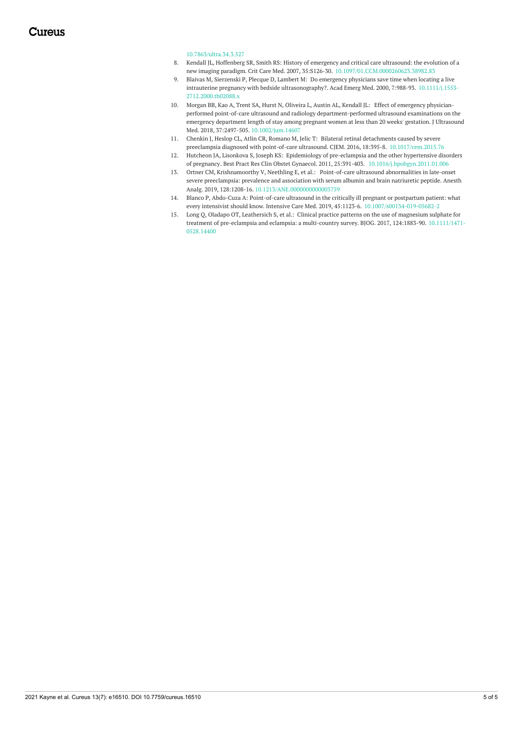10.7863/ultra.34.3.527

8. Kendall JL, Hoffenberg SR, Smith RS: History of emergency and critical care ultrasound: the evolution of a new imaging paradigm. Crit Care Med. 2007, 35:S126-30. 10.1097/01.CCM.0000260623.38982.83
9. Blaivas M, Sierzenski P, Plecque D, Lambert M: Do emergency physicians save time when locating a live intrauterine pregnancy with bedside ultrasonography?. Acad Emerg Med. 2000, 7:988-93. 10.1111/j.1553-2712.2000.tb02088.x
10. Morgan BB, Kao A, Trent SA, Hurst N, Oliveira L, Austin AL, Kendall JL: Effect of emergency physician-performed point-of-care ultrasound and radiology department-performed ultrasound examinations on the emergency department length of stay among pregnant women at less than 20 weeks' gestation. J Ultrasound Med. 2018, 37:2497-505. 10.1002/jum.14607
11. Chenkin J, Heslop CL, Atlin CR, Romano M, Jelic T: Bilateral retinal detachments caused by severe preeclampsia diagnosed with point-of-care ultrasound. CJEM. 2016, 18:395-8. 10.1017/cem.2015.76
12. Hutcheon JA, Lisonkova S, Joseph KS: Epidemiology of pre-eclampsia and the other hypertensive disorders of pregnancy. Best Pract Res Clin Obstet Gynaecol. 2011, 25:391-403. 10.1016/j.bpobgyn.2011.01.006
13. Ortner CM, Krishnamoorthy V, Neethling E, et al.: Point-of-care ultrasound abnormalities in late-onset severe preeclampsia: prevalence and association with serum albumin and brain natriuretic peptide. Anesth Analg. 2019, 128:1208-16. 10.1213/ANE.0000000000003759
14. Blanco P, Abdo-Cuza A: Point-of-care ultrasound in the critically ill pregnant or postpartum patient: what every intensivist should know. Intensive Care Med. 2019, 45:1123-6. 10.1007/s00134-019-05682-2
15. Long Q, Oladapo OT, Leathersich S, et al.: Clinical practice patterns on the use of magnesium sulphate for treatment of pre-eclampsia and eclampsia: a multi-country survey. BJOG. 2017, 124:1883-90. 10.1111/1471-0528.14400